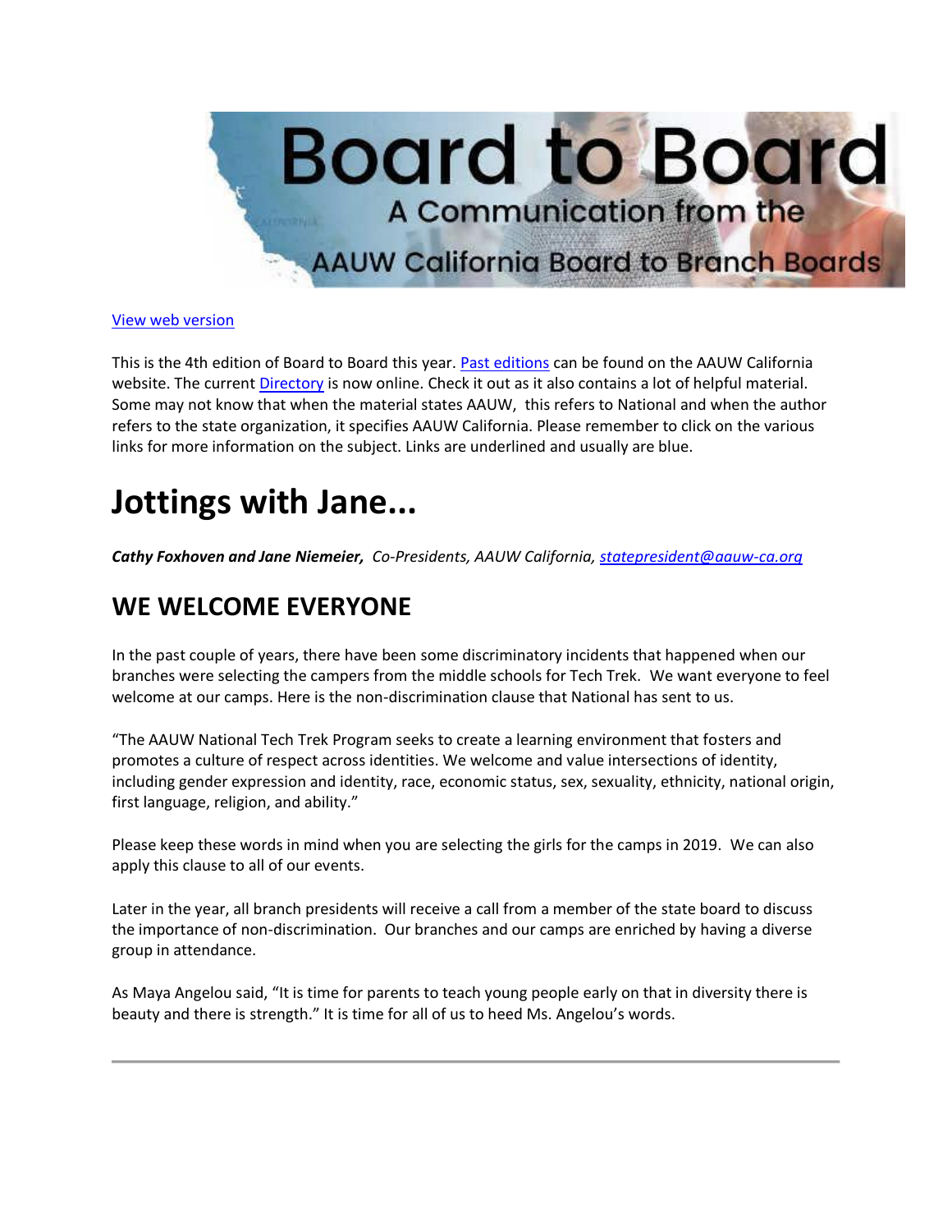# Board to Board

A Communication from the AAUW California Board to Branch Boards

[View web version]

This is the 4th edition of Board to Board this year. [Past editions] can be found on the AAUW California website. The current [Directory] is now online. Check it out as it also contains a lot of helpful material. Some may not know that when the material states AAUW, this refers to National and when the author refers to the state organization, it specifies AAUW California. Please remember to click on the various links for more information on the subject. Links are underlined and usually are blue.

# Jottings with Jane...

***Cathy Foxhoven and Jane Niemeier,*** *Co-Presidents, AAUW California, statepresident@aauw-ca.org*

## WE WELCOME EVERYONE

In the past couple of years, there have been some discriminatory incidents that happened when our branches were selecting the campers from the middle schools for Tech Trek. We want everyone to feel welcome at our camps. Here is the non-discrimination clause that National has sent to us.

"The AAUW National Tech Trek Program seeks to create a learning environment that fosters and promotes a culture of respect across identities. We welcome and value intersections of identity, including gender expression and identity, race, economic status, sex, sexuality, ethnicity, national origin, first language, religion, and ability."

Please keep these words in mind when you are selecting the girls for the camps in 2019. We can also apply this clause to all of our events.

Later in the year, all branch presidents will receive a call from a member of the state board to discuss the importance of non-discrimination. Our branches and our camps are enriched by having a diverse group in attendance.

As Maya Angelou said, "It is time for parents to teach young people early on that in diversity there is beauty and there is strength." It is time for all of us to heed Ms. Angelou's words.

---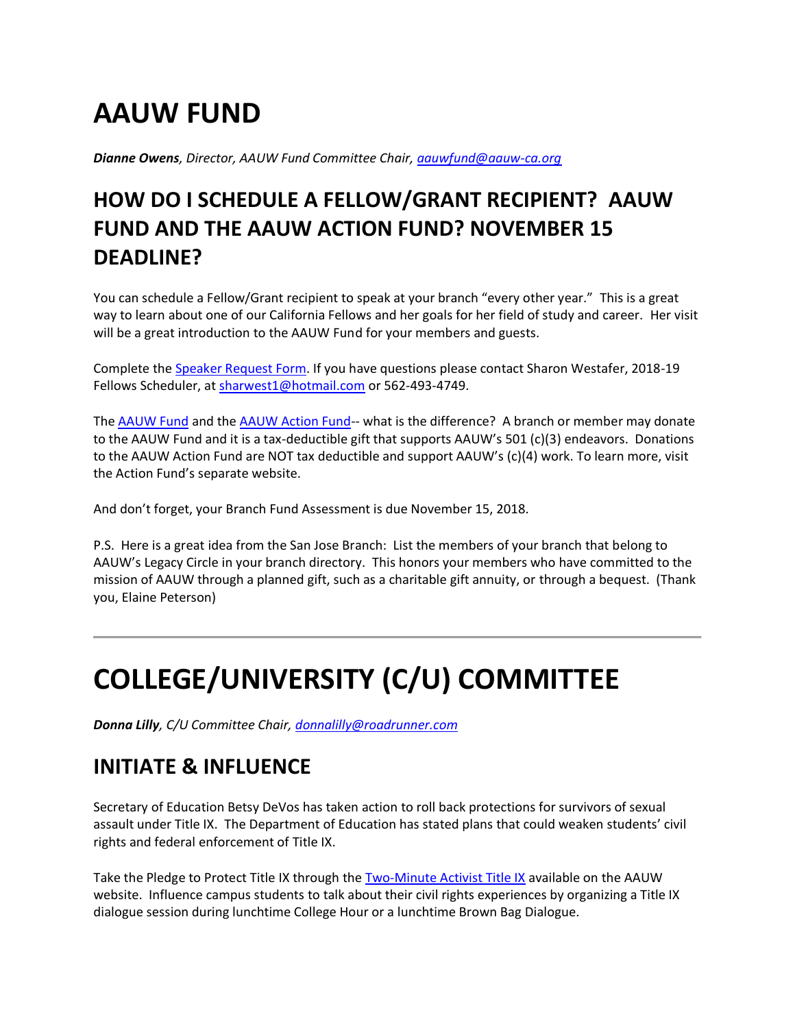# AAUW FUND

***Dianne Owens**, Director, AAUW Fund Committee Chair, [aauwfund@aauw-ca.org](mailto:aauwfund@aauw-ca.org)*

## HOW DO I SCHEDULE A FELLOW/GRANT RECIPIENT? AAUW FUND AND THE AAUW ACTION FUND? NOVEMBER 15 DEADLINE?

You can schedule a Fellow/Grant recipient to speak at your branch "every other year." This is a great way to learn about one of our California Fellows and her goals for her field of study and career. Her visit will be a great introduction to the AAUW Fund for your members and guests.

Complete the [Speaker Request Form](). If you have questions please contact Sharon Westafer, 2018-19 Fellows Scheduler, at [sharwest1@hotmail.com](mailto:sharwest1@hotmail.com) or 562-493-4749.

The [AAUW Fund]() and the [AAUW Action Fund]()-- what is the difference? A branch or member may donate to the AAUW Fund and it is a tax-deductible gift that supports AAUW's 501 (c)(3) endeavors. Donations to the AAUW Action Fund are NOT tax deductible and support AAUW's (c)(4) work. To learn more, visit the Action Fund's separate website.

And don't forget, your Branch Fund Assessment is due November 15, 2018.

P.S. Here is a great idea from the San Jose Branch: List the members of your branch that belong to AAUW's Legacy Circle in your branch directory. This honors your members who have committed to the mission of AAUW through a planned gift, such as a charitable gift annuity, or through a bequest. (Thank you, Elaine Peterson)

---

# COLLEGE/UNIVERSITY (C/U) COMMITTEE

***Donna Lilly**, C/U Committee Chair, [donnalilly@roadrunner.com](mailto:donnalilly@roadrunner.com)*

## INITIATE & INFLUENCE

Secretary of Education Betsy DeVos has taken action to roll back protections for survivors of sexual assault under Title IX. The Department of Education has stated plans that could weaken students' civil rights and federal enforcement of Title IX.

Take the Pledge to Protect Title IX through the [Two-Minute Activist Title IX]() available on the AAUW website. Influence campus students to talk about their civil rights experiences by organizing a Title IX dialogue session during lunchtime College Hour or a lunchtime Brown Bag Dialogue.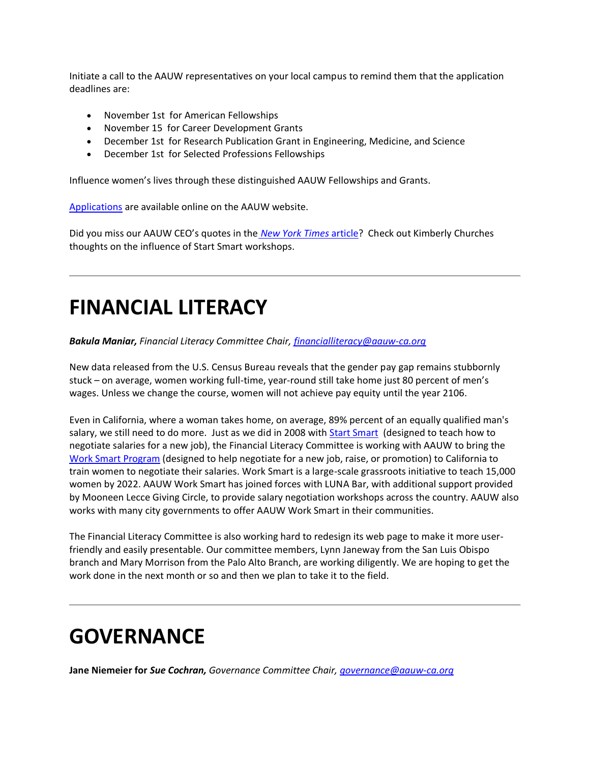Initiate a call to the AAUW representatives on your local campus to remind them that the application deadlines are:

- November 1st for American Fellowships
- November 15 for Career Development Grants
- December 1st for Research Publication Grant in Engineering, Medicine, and Science
- December 1st for Selected Professions Fellowships

Influence women's lives through these distinguished AAUW Fellowships and Grants.

[Applications](#) are available online on the AAUW website.

Did you miss our AAUW CEO's quotes in the [*New York Times* article](#)? Check out Kimberly Churches thoughts on the influence of Start Smart workshops.

---

# FINANCIAL LITERACY

***Bakula Maniar,*** *Financial Literacy Committee Chair, [financialliteracy@aauw-ca.org](mailto:financialliteracy@aauw-ca.org)*

New data released from the U.S. Census Bureau reveals that the gender pay gap remains stubbornly stuck – on average, women working full-time, year-round still take home just 80 percent of men's wages. Unless we change the course, women will not achieve pay equity until the year 2106.

Even in California, where a woman takes home, on average, 89% percent of an equally qualified man's salary, we still need to do more. Just as we did in 2008 with [Start Smart](#) (designed to teach how to negotiate salaries for a new job), the Financial Literacy Committee is working with AAUW to bring the [Work Smart Program](#) (designed to help negotiate for a new job, raise, or promotion) to California to train women to negotiate their salaries. Work Smart is a large-scale grassroots initiative to teach 15,000 women by 2022. AAUW Work Smart has joined forces with LUNA Bar, with additional support provided by Mooneen Lecce Giving Circle, to provide salary negotiation workshops across the country. AAUW also works with many city governments to offer AAUW Work Smart in their communities.

The Financial Literacy Committee is also working hard to redesign its web page to make it more user-friendly and easily presentable. Our committee members, Lynn Janeway from the San Luis Obispo branch and Mary Morrison from the Palo Alto Branch, are working diligently. We are hoping to get the work done in the next month or so and then we plan to take it to the field.

---

# GOVERNANCE

**Jane Niemeier for *Sue Cochran,*** *Governance Committee Chair, [governance@aauw-ca.org](mailto:governance@aauw-ca.org)*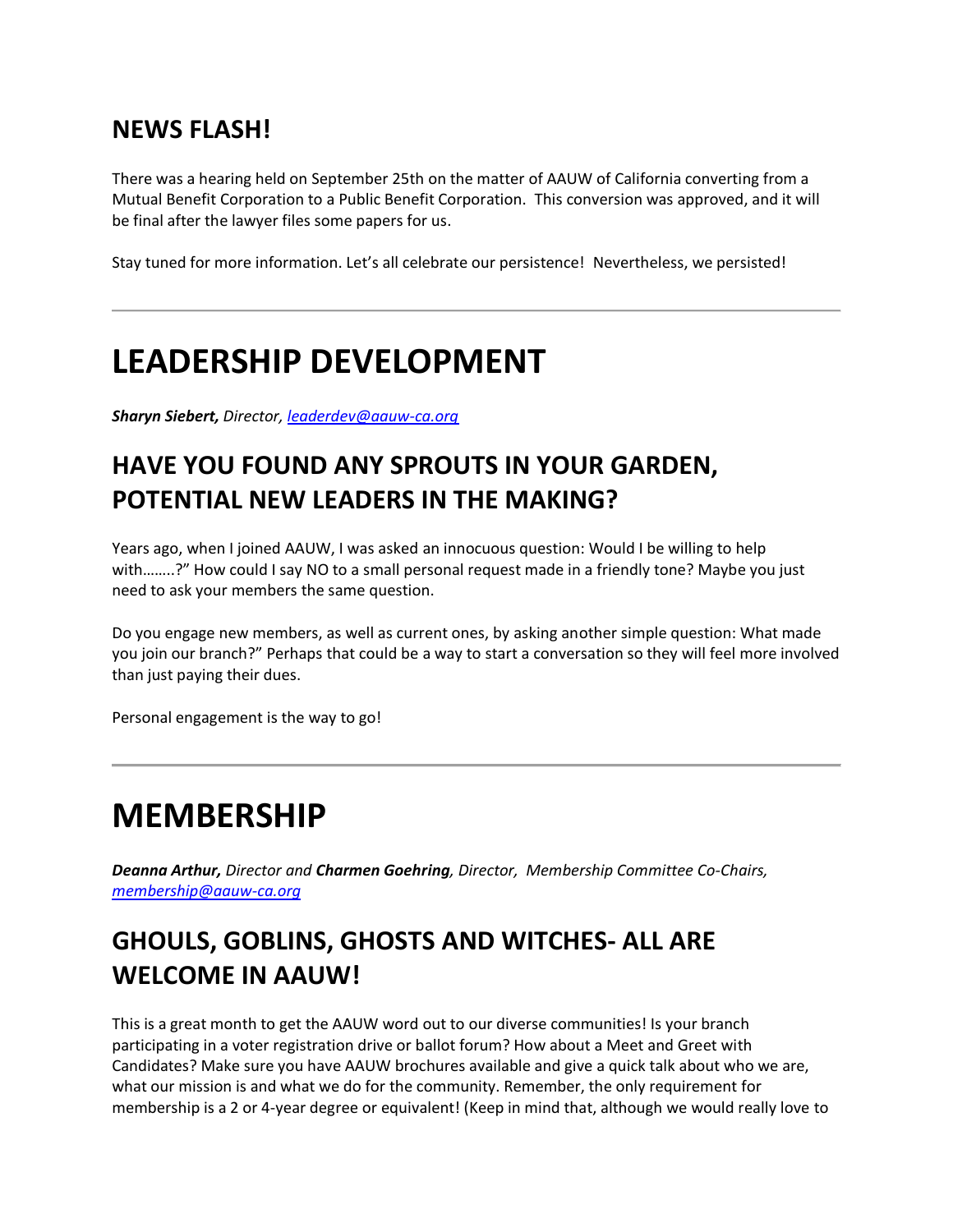## NEWS FLASH!

There was a hearing held on September 25th on the matter of AAUW of California converting from a Mutual Benefit Corporation to a Public Benefit Corporation. This conversion was approved, and it will be final after the lawyer files some papers for us.

Stay tuned for more information. Let's all celebrate our persistence! Nevertheless, we persisted!

---

# LEADERSHIP DEVELOPMENT

***Sharyn Siebert,** Director, [leaderdev@aauw-ca.org](mailto:leaderdev@aauw-ca.org)*

## HAVE YOU FOUND ANY SPROUTS IN YOUR GARDEN, POTENTIAL NEW LEADERS IN THE MAKING?

Years ago, when I joined AAUW, I was asked an innocuous question: Would I be willing to help with……..?" How could I say NO to a small personal request made in a friendly tone? Maybe you just need to ask your members the same question.

Do you engage new members, as well as current ones, by asking another simple question: What made you join our branch?" Perhaps that could be a way to start a conversation so they will feel more involved than just paying their dues.

Personal engagement is the way to go!

---

# MEMBERSHIP

***Deanna Arthur,** Director and **Charmen Goehring**, Director, Membership Committee Co-Chairs, [membership@aauw-ca.org](mailto:membership@aauw-ca.org)*

## GHOULS, GOBLINS, GHOSTS AND WITCHES- ALL ARE WELCOME IN AAUW!

This is a great month to get the AAUW word out to our diverse communities! Is your branch participating in a voter registration drive or ballot forum? How about a Meet and Greet with Candidates? Make sure you have AAUW brochures available and give a quick talk about who we are, what our mission is and what we do for the community. Remember, the only requirement for membership is a 2 or 4-year degree or equivalent! (Keep in mind that, although we would really love to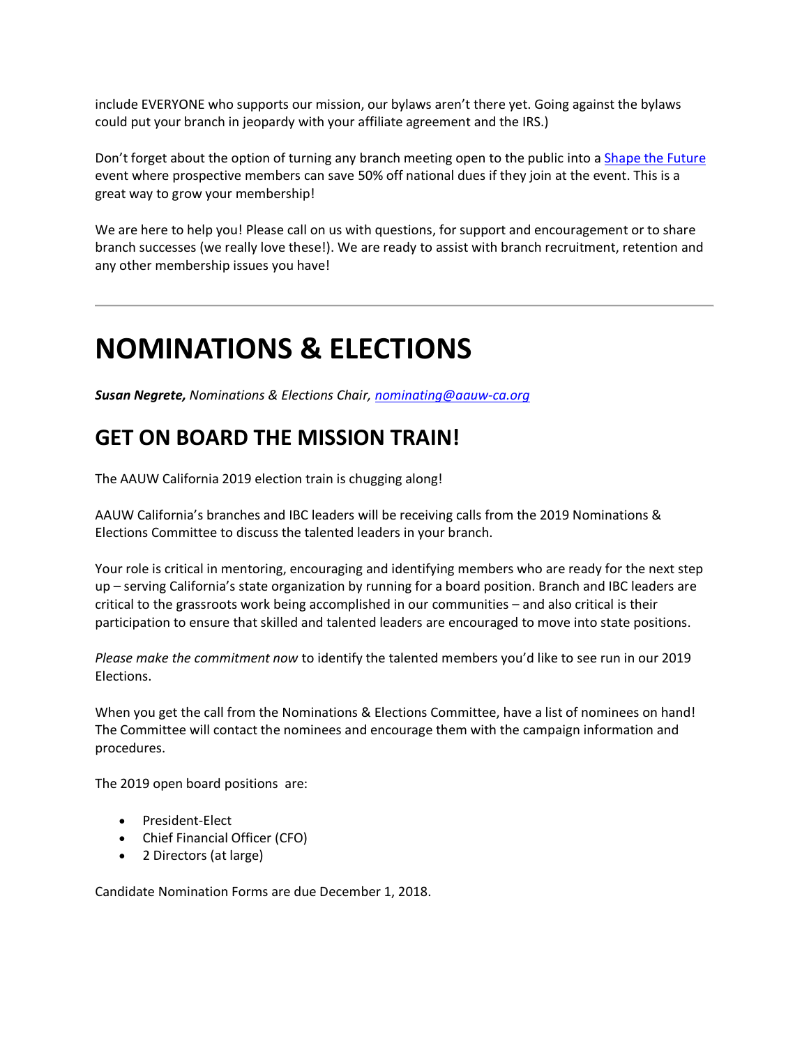include EVERYONE who supports our mission, our bylaws aren't there yet. Going against the bylaws could put your branch in jeopardy with your affiliate agreement and the IRS.)

Don't forget about the option of turning any branch meeting open to the public into a Shape the Future event where prospective members can save 50% off national dues if they join at the event. This is a great way to grow your membership!

We are here to help you! Please call on us with questions, for support and encouragement or to share branch successes (we really love these!). We are ready to assist with branch recruitment, retention and any other membership issues you have!

---

# NOMINATIONS & ELECTIONS

***Susan Negrete,*** *Nominations & Elections Chair, nominating@aauw-ca.org*

## GET ON BOARD THE MISSION TRAIN!

The AAUW California 2019 election train is chugging along!

AAUW California's branches and IBC leaders will be receiving calls from the 2019 Nominations & Elections Committee to discuss the talented leaders in your branch.

Your role is critical in mentoring, encouraging and identifying members who are ready for the next step up – serving California's state organization by running for a board position. Branch and IBC leaders are critical to the grassroots work being accomplished in our communities – and also critical is their participation to ensure that skilled and talented leaders are encouraged to move into state positions.

*Please make the commitment now* to identify the talented members you'd like to see run in our 2019 Elections.

When you get the call from the Nominations & Elections Committee, have a list of nominees on hand! The Committee will contact the nominees and encourage them with the campaign information and procedures.

The 2019 open board positions are:

- President-Elect
- Chief Financial Officer (CFO)
- 2 Directors (at large)

Candidate Nomination Forms are due December 1, 2018.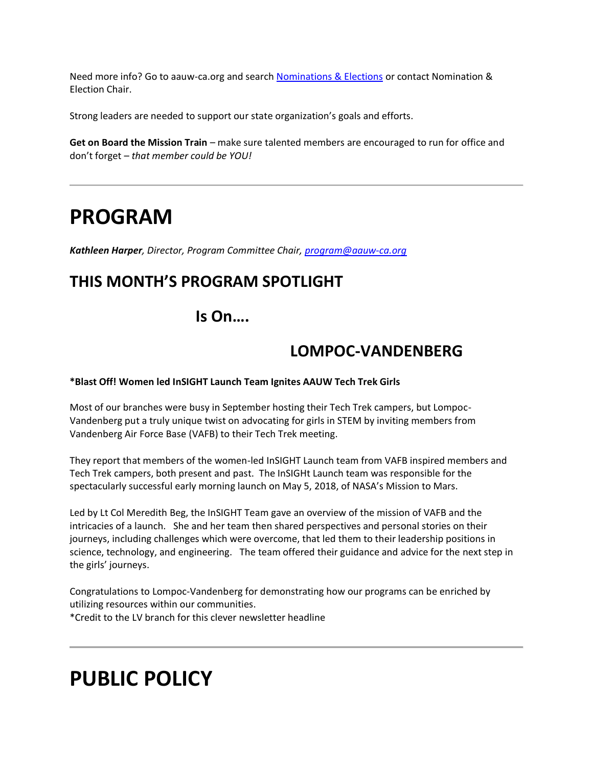Need more info? Go to aauw-ca.org and search [Nominations & Elections]() or contact Nomination & Election Chair.

Strong leaders are needed to support our state organization's goals and efforts.

**Get on Board the Mission Train** – make sure talented members are encouraged to run for office and don't forget – *that member could be YOU!*

---

# PROGRAM

***Kathleen Harper**, Director, Program Committee Chair, program@aauw-ca.org*

## THIS MONTH'S PROGRAM SPOTLIGHT

### Is On….

### LOMPOC-VANDENBERG

***Blast Off! Women led InSIGHT Launch Team Ignites AAUW Tech Trek Girls**

Most of our branches were busy in September hosting their Tech Trek campers, but Lompoc-Vandenberg put a truly unique twist on advocating for girls in STEM by inviting members from Vandenberg Air Force Base (VAFB) to their Tech Trek meeting.

They report that members of the women-led InSIGHT Launch team from VAFB inspired members and Tech Trek campers, both present and past. The InSIGHt Launch team was responsible for the spectacularly successful early morning launch on May 5, 2018, of NASA's Mission to Mars.

Led by Lt Col Meredith Beg, the InSIGHT Team gave an overview of the mission of VAFB and the intricacies of a launch. She and her team then shared perspectives and personal stories on their journeys, including challenges which were overcome, that led them to their leadership positions in science, technology, and engineering. The team offered their guidance and advice for the next step in the girls' journeys.

Congratulations to Lompoc-Vandenberg for demonstrating how our programs can be enriched by utilizing resources within our communities.
*Credit to the LV branch for this clever newsletter headline

---

# PUBLIC POLICY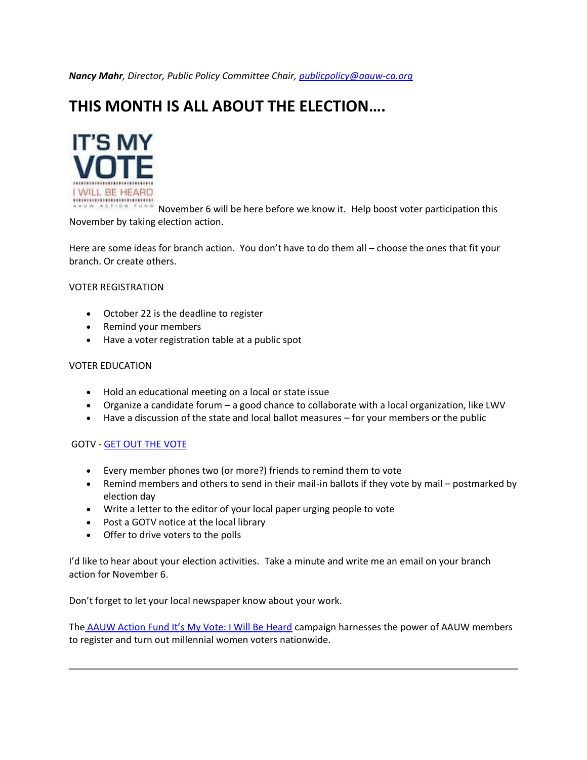***Nancy Mahr**, Director, Public Policy Committee Chair, publicpolicy@aauw-ca.org*

## THIS MONTH IS ALL ABOUT THE ELECTION….

November 6 will be here before we know it. Help boost voter participation this November by taking election action.

Here are some ideas for branch action. You don't have to do them all – choose the ones that fit your branch. Or create others.

VOTER REGISTRATION

- October 22 is the deadline to register
- Remind your members
- Have a voter registration table at a public spot

VOTER EDUCATION

- Hold an educational meeting on a local or state issue
- Organize a candidate forum – a good chance to collaborate with a local organization, like LWV
- Have a discussion of the state and local ballot measures – for your members or the public

GOTV - GET OUT THE VOTE

- Every member phones two (or more?) friends to remind them to vote
- Remind members and others to send in their mail-in ballots if they vote by mail – postmarked by election day
- Write a letter to the editor of your local paper urging people to vote
- Post a GOTV notice at the local library
- Offer to drive voters to the polls

I'd like to hear about your election activities. Take a minute and write me an email on your branch action for November 6.

Don't forget to let your local newspaper know about your work.

The AAUW Action Fund It's My Vote: I Will Be Heard campaign harnesses the power of AAUW members to register and turn out millennial women voters nationwide.

---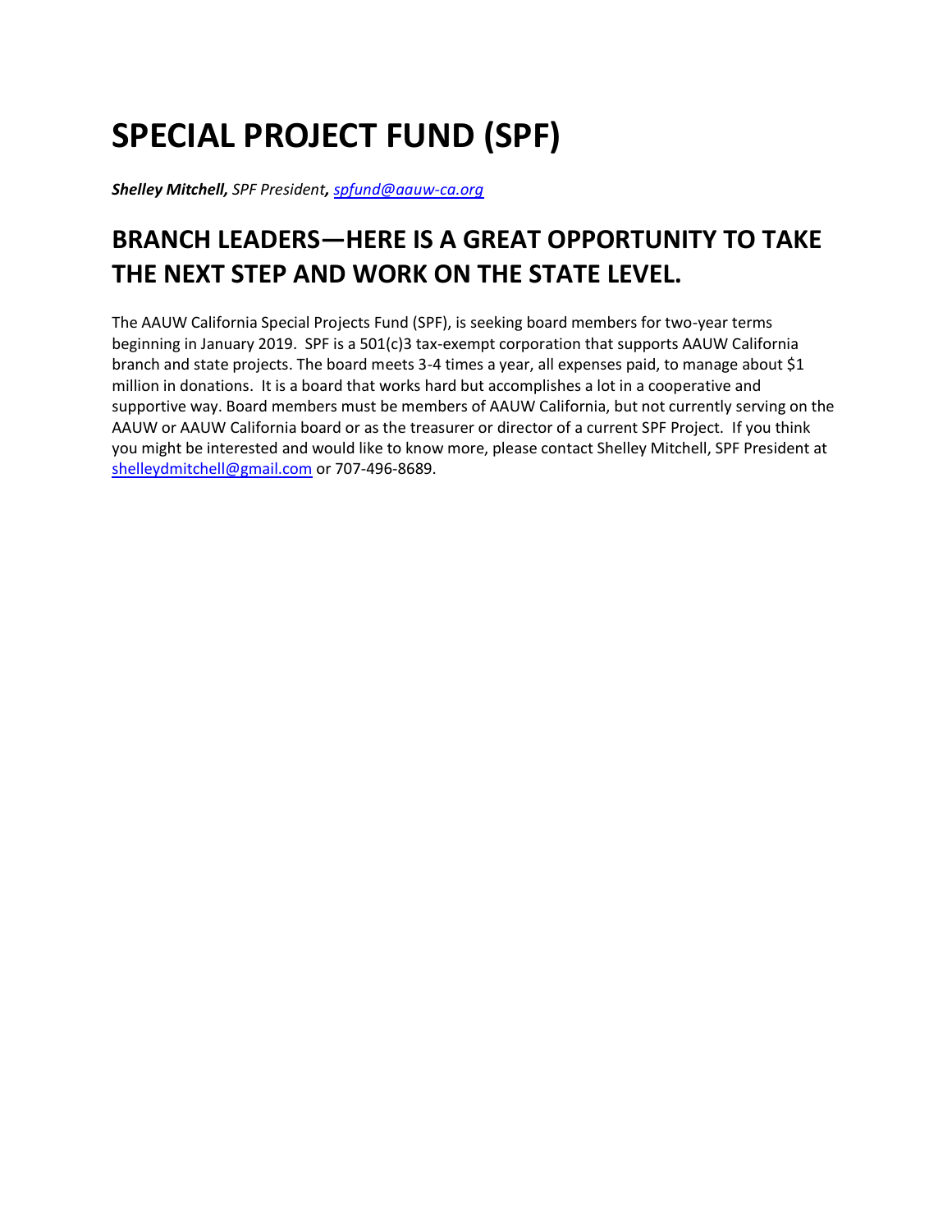# SPECIAL PROJECT FUND (SPF)

***Shelley Mitchell,*** *SPF President****,*** *[spfund@aauw-ca.org](mailto:spfund@aauw-ca.org)*

## BRANCH LEADERS—HERE IS A GREAT OPPORTUNITY TO TAKE THE NEXT STEP AND WORK ON THE STATE LEVEL.

The AAUW California Special Projects Fund (SPF), is seeking board members for two-year terms beginning in January 2019. SPF is a 501(c)3 tax-exempt corporation that supports AAUW California branch and state projects. The board meets 3-4 times a year, all expenses paid, to manage about $1 million in donations. It is a board that works hard but accomplishes a lot in a cooperative and supportive way. Board members must be members of AAUW California, but not currently serving on the AAUW or AAUW California board or as the treasurer or director of a current SPF Project. If you think you might be interested and would like to know more, please contact Shelley Mitchell, SPF President at [shelleydmitchell@gmail.com](mailto:shelleydmitchell@gmail.com) or 707-496-8689.